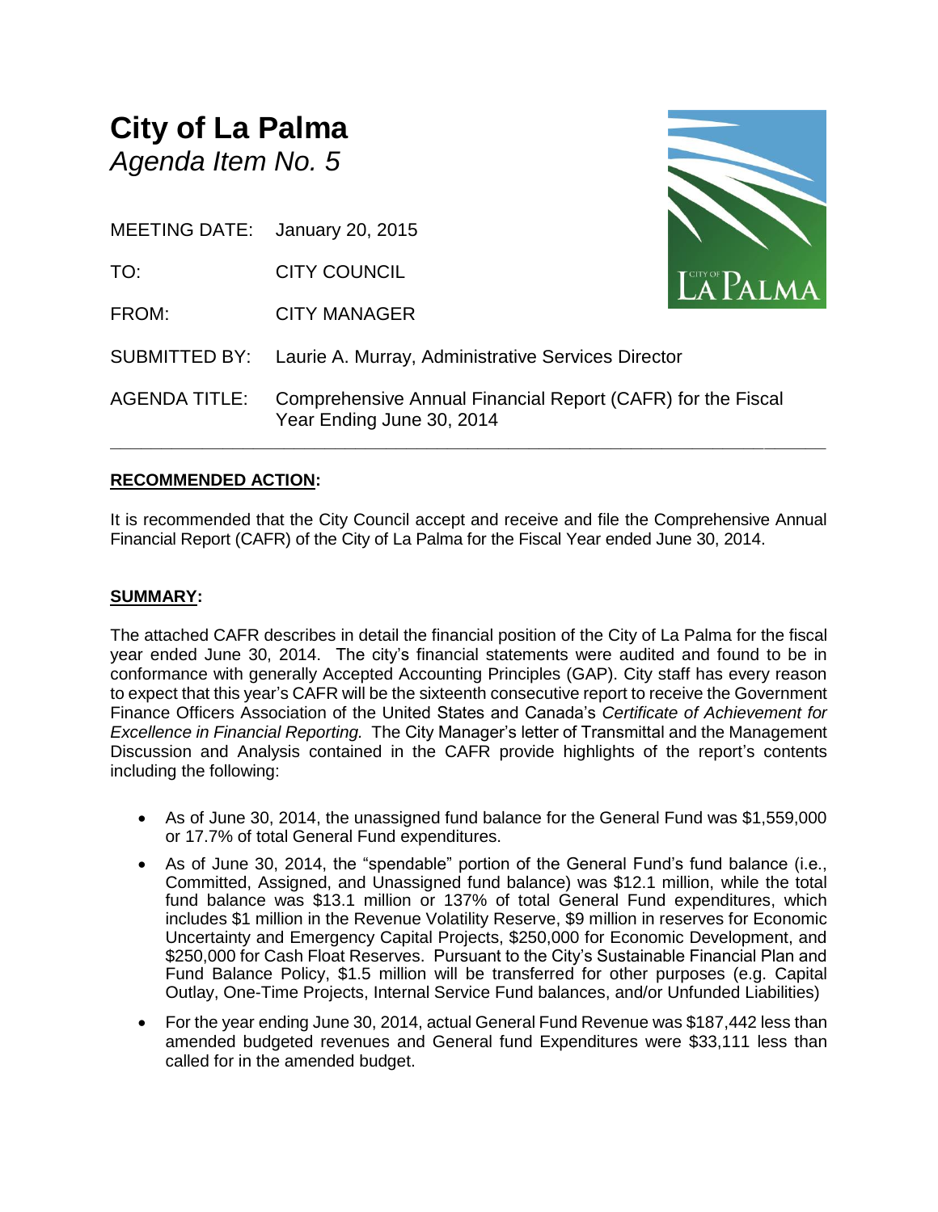# City of La Palma
*Agenda Item No. 5*

MEETING DATE: January 20, 2015

TO: CITY COUNCIL

FROM: CITY MANAGER

SUBMITTED BY: Laurie A. Murray, Administrative Services Director

AGENDA TITLE: Comprehensive Annual Financial Report (CAFR) for the Fiscal Year Ending June 30, 2014

---

**RECOMMENDED ACTION:**

It is recommended that the City Council accept and receive and file the Comprehensive Annual Financial Report (CAFR) of the City of La Palma for the Fiscal Year ended June 30, 2014.

**SUMMARY:**

The attached CAFR describes in detail the financial position of the City of La Palma for the fiscal year ended June 30, 2014. The city's financial statements were audited and found to be in conformance with generally Accepted Accounting Principles (GAP). City staff has every reason to expect that this year's CAFR will be the sixteenth consecutive report to receive the Government Finance Officers Association of the United States and Canada's *Certificate of Achievement for Excellence in Financial Reporting.* The City Manager's letter of Transmittal and the Management Discussion and Analysis contained in the CAFR provide highlights of the report's contents including the following:

- As of June 30, 2014, the unassigned fund balance for the General Fund was $1,559,000 or 17.7% of total General Fund expenditures.
- As of June 30, 2014, the "spendable" portion of the General Fund's fund balance (i.e., Committed, Assigned, and Unassigned fund balance) was $12.1 million, while the total fund balance was $13.1 million or 137% of total General Fund expenditures, which includes $1 million in the Revenue Volatility Reserve, $9 million in reserves for Economic Uncertainty and Emergency Capital Projects, $250,000 for Economic Development, and $250,000 for Cash Float Reserves. Pursuant to the City's Sustainable Financial Plan and Fund Balance Policy, $1.5 million will be transferred for other purposes (e.g. Capital Outlay, One-Time Projects, Internal Service Fund balances, and/or Unfunded Liabilities)
- For the year ending June 30, 2014, actual General Fund Revenue was $187,442 less than amended budgeted revenues and General fund Expenditures were $33,111 less than called for in the amended budget.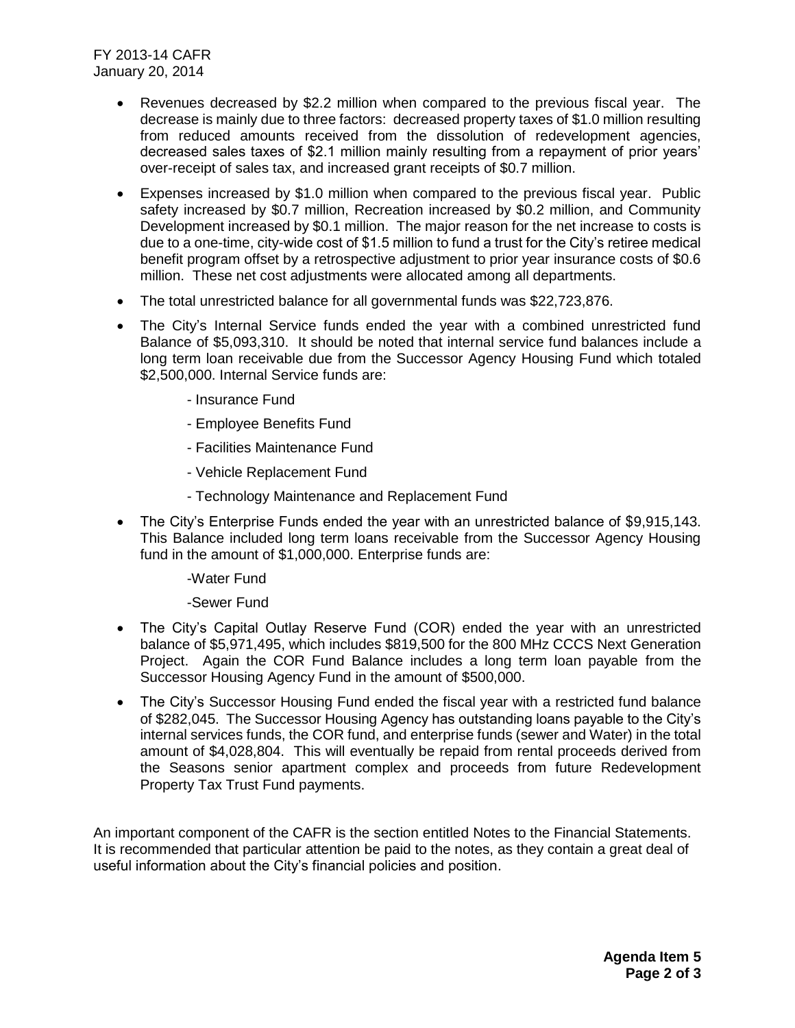- Revenues decreased by $2.2 million when compared to the previous fiscal year. The decrease is mainly due to three factors: decreased property taxes of $1.0 million resulting from reduced amounts received from the dissolution of redevelopment agencies, decreased sales taxes of $2.1 million mainly resulting from a repayment of prior years' over-receipt of sales tax, and increased grant receipts of $0.7 million.

- Expenses increased by $1.0 million when compared to the previous fiscal year. Public safety increased by $0.7 million, Recreation increased by $0.2 million, and Community Development increased by $0.1 million. The major reason for the net increase to costs is due to a one-time, city-wide cost of $1.5 million to fund a trust for the City's retiree medical benefit program offset by a retrospective adjustment to prior year insurance costs of $0.6 million. These net cost adjustments were allocated among all departments.

- The total unrestricted balance for all governmental funds was $22,723,876.

- The City's Internal Service funds ended the year with a combined unrestricted fund Balance of $5,093,310. It should be noted that internal service fund balances include a long term loan receivable due from the Successor Agency Housing Fund which totaled $2,500,000. Internal Service funds are:

  - Insurance Fund
  - Employee Benefits Fund
  - Facilities Maintenance Fund
  - Vehicle Replacement Fund
  - Technology Maintenance and Replacement Fund

- The City's Enterprise Funds ended the year with an unrestricted balance of $9,915,143. This Balance included long term loans receivable from the Successor Agency Housing fund in the amount of $1,000,000. Enterprise funds are:

  - Water Fund
  - Sewer Fund

- The City's Capital Outlay Reserve Fund (COR) ended the year with an unrestricted balance of $5,971,495, which includes $819,500 for the 800 MHz CCCS Next Generation Project. Again the COR Fund Balance includes a long term loan payable from the Successor Housing Agency Fund in the amount of $500,000.

- The City's Successor Housing Fund ended the fiscal year with a restricted fund balance of $282,045. The Successor Housing Agency has outstanding loans payable to the City's internal services funds, the COR fund, and enterprise funds (sewer and Water) in the total amount of $4,028,804. This will eventually be repaid from rental proceeds derived from the Seasons senior apartment complex and proceeds from future Redevelopment Property Tax Trust Fund payments.

An important component of the CAFR is the section entitled Notes to the Financial Statements. It is recommended that particular attention be paid to the notes, as they contain a great deal of useful information about the City's financial policies and position.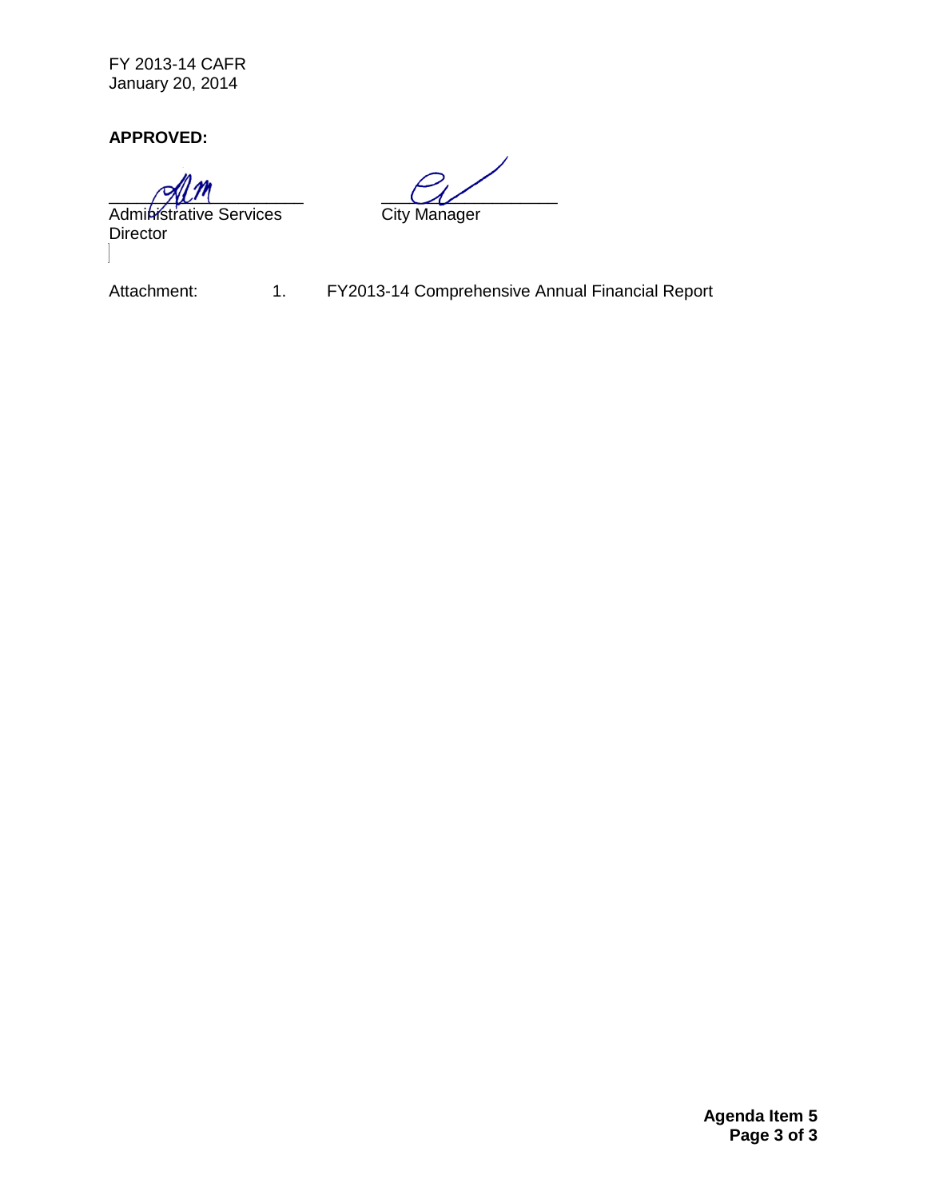FY 2013-14 CAFR
January 20, 2014

**APPROVED:**

\_\_\_\_\_\_\_\_\_\_\_\_\_\_\_\_\_\_\_\_\_\_\_\_
Administrative Services Director

\_\_\_\_\_\_\_\_\_\_\_\_\_\_\_\_\_\_\_\_\_\_\_\_
City Manager

Attachment: 1. FY2013-14 Comprehensive Annual Financial Report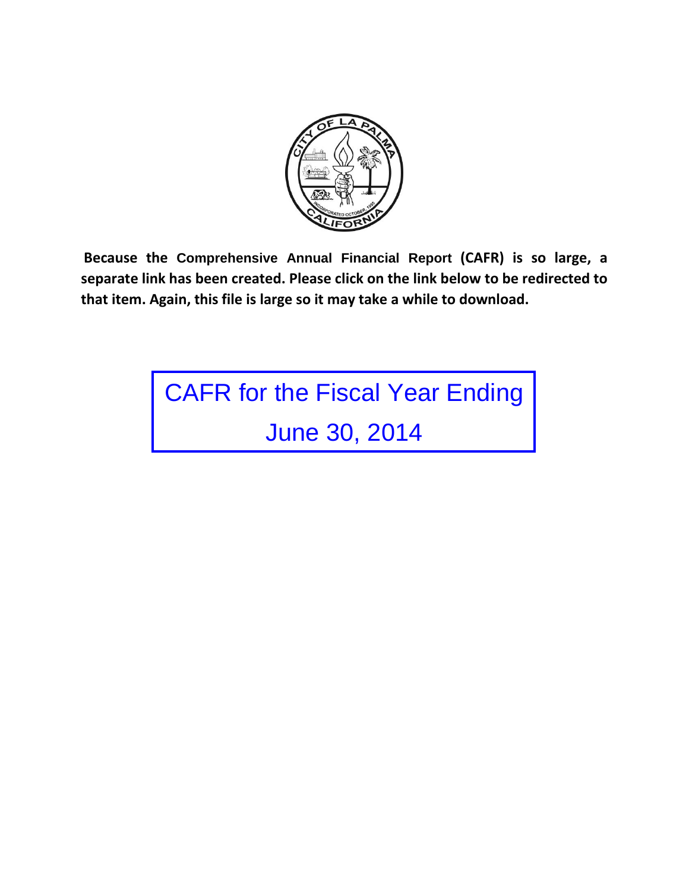**Because the Comprehensive Annual Financial Report (CAFR) is so large, a separate link has been created. Please click on the link below to be redirected to that item. Again, this file is large so it may take a while to download.**

CAFR for the Fiscal Year Ending June 30, 2014